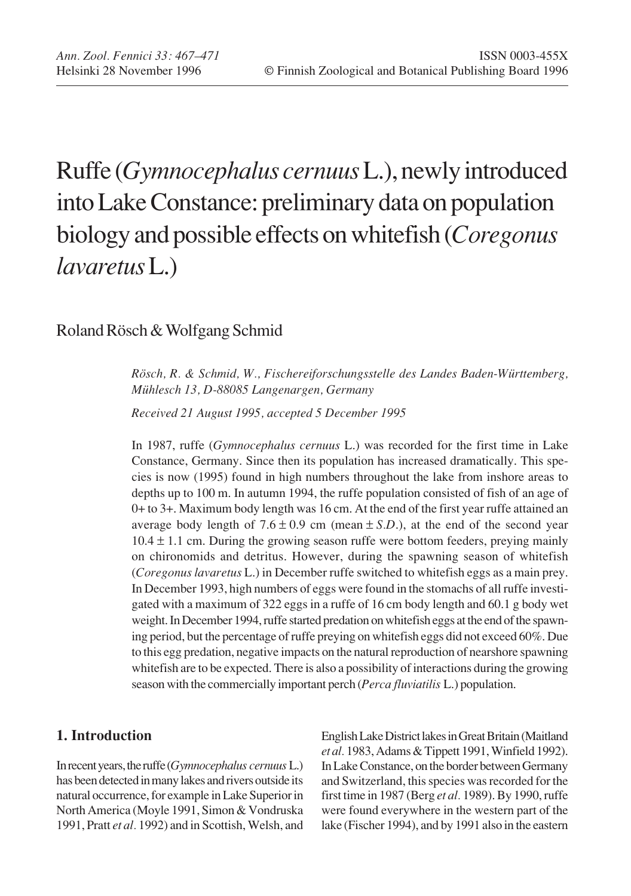# Ruffe (*Gymnocephalus cernuus* L.), newly introduced into Lake Constance: preliminary data on population biology and possible effects on whitefish (*Coregonus lavaretus* L.)

Roland Rösch & Wolfgang Schmid

*Rösch, R. & Schmid, W., Fischereiforschungsstelle des Landes Baden-Württemberg, Mühlesch 13, D-88085 Langenargen, Germany*

*Received 21 August 1995, accepted 5 December 1995*

In 1987, ruffe (*Gymnocephalus cernuus* L.) was recorded for the first time in Lake Constance, Germany. Since then its population has increased dramatically. This species is now (1995) found in high numbers throughout the lake from inshore areas to depths up to 100 m. In autumn 1994, the ruffe population consisted of fish of an age of 0+ to 3+. Maximum body length was 16 cm. At the end of the first year ruffe attained an average body length of $7.6 \pm 0.9$ cm (mean $\pm$ *S.D.*), at the end of the second year $10.4 \pm 1.1$ cm. During the growing season ruffe were bottom feeders, preying mainly on chironomids and detritus. However, during the spawning season of whitefish (*Coregonus lavaretus* L.) in December ruffe switched to whitefish eggs as a main prey. In December 1993, high numbers of eggs were found in the stomachs of all ruffe investigated with a maximum of 322 eggs in a ruffe of 16 cm body length and 60.1 g body wet weight. In December 1994, ruffe started predation on whitefish eggs at the end of the spawning period, but the percentage of ruffe preying on whitefish eggs did not exceed 60%. Due to this egg predation, negative impacts on the natural reproduction of nearshore spawning whitefish are to be expected. There is also a possibility of interactions during the growing season with the commercially important perch (*Perca fluviatilis* L.) population.

## 1. Introduction

In recent years, the ruffe (*Gymnocephalus cernuus* L.) has been detected in many lakes and rivers outside its natural occurrence, for example in Lake Superior in North America (Moyle 1991, Simon & Vondruska 1991, Pratt *et al.* 1992) and in Scottish, Welsh, and English Lake District lakes in Great Britain (Maitland *et al.* 1983, Adams & Tippett 1991, Winfield 1992). In Lake Constance, on the border between Germany and Switzerland, this species was recorded for the first time in 1987 (Berg *et al.* 1989). By 1990, ruffe were found everywhere in the western part of the lake (Fischer 1994), and by 1991 also in the eastern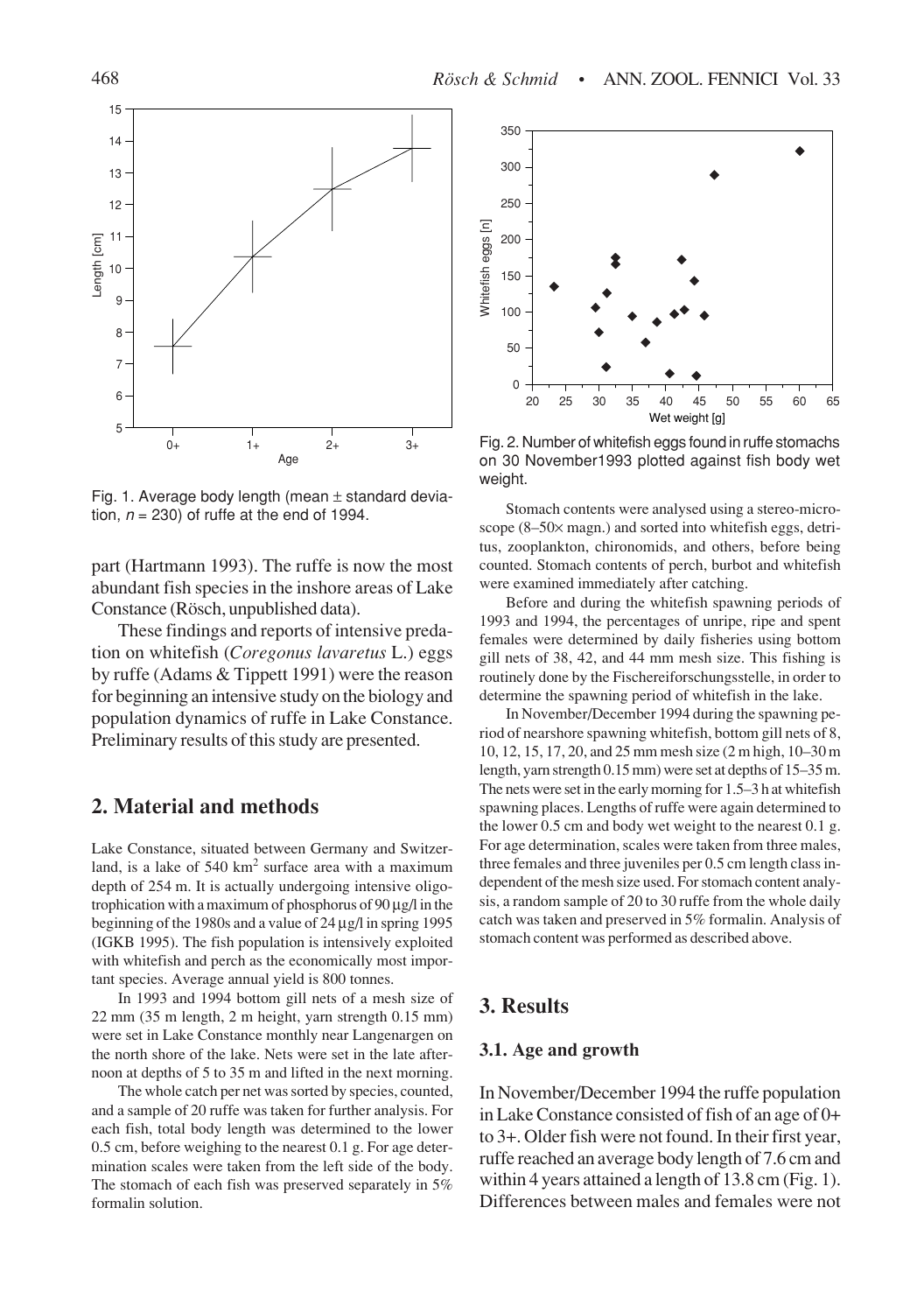Fig. 1. Average body length (mean ± standard deviation, $n = 230$) of ruffe at the end of 1994.

part (Hartmann 1993). The ruffe is now the most abundant fish species in the inshore areas of Lake Constance (Rösch, unpublished data).

These findings and reports of intensive predation on whitefish (*Coregonus lavaretus* L.) eggs by ruffe (Adams & Tippett 1991) were the reason for beginning an intensive study on the biology and population dynamics of ruffe in Lake Constance. Preliminary results of this study are presented.

## 2. Material and methods

Lake Constance, situated between Germany and Switzerland, is a lake of 540 km$^2$ surface area with a maximum depth of 254 m. It is actually undergoing intensive oligotrophication with a maximum of phosphorus of 90 µg/l in the beginning of the 1980s and a value of 24 µg/l in spring 1995 (IGKB 1995). The fish population is intensively exploited with whitefish and perch as the economically most important species. Average annual yield is 800 tonnes.

In 1993 and 1994 bottom gill nets of a mesh size of 22 mm (35 m length, 2 m height, yarn strength 0.15 mm) were set in Lake Constance monthly near Langenargen on the north shore of the lake. Nets were set in the late afternoon at depths of 5 to 35 m and lifted in the next morning.

The whole catch per net was sorted by species, counted, and a sample of 20 ruffe was taken for further analysis. For each fish, total body length was determined to the lower 0.5 cm, before weighing to the nearest 0.1 g. For age determination scales were taken from the left side of the body. The stomach of each fish was preserved separately in 5% formalin solution.

Fig. 2. Number of whitefish eggs found in ruffe stomachs on 30 November1993 plotted against fish body wet weight.

Stomach contents were analysed using a stereo-microscope (8–50× magn.) and sorted into whitefish eggs, detritus, zooplankton, chironomids, and others, before being counted. Stomach contents of perch, burbot and whitefish were examined immediately after catching.

Before and during the whitefish spawning periods of 1993 and 1994, the percentages of unripe, ripe and spent females were determined by daily fisheries using bottom gill nets of 38, 42, and 44 mm mesh size. This fishing is routinely done by the Fischereiforschungsstelle, in order to determine the spawning period of whitefish in the lake.

In November/December 1994 during the spawning period of nearshore spawning whitefish, bottom gill nets of 8, 10, 12, 15, 17, 20, and 25 mm mesh size (2 m high, 10–30 m length, yarn strength 0.15 mm) were set at depths of 15–35 m. The nets were set in the early morning for 1.5–3 h at whitefish spawning places. Lengths of ruffe were again determined to the lower 0.5 cm and body wet weight to the nearest 0.1 g. For age determination, scales were taken from three males, three females and three juveniles per 0.5 cm length class independent of the mesh size used. For stomach content analysis, a random sample of 20 to 30 ruffe from the whole daily catch was taken and preserved in 5% formalin. Analysis of stomach content was performed as described above.

## 3. Results

### 3.1. Age and growth

In November/December 1994 the ruffe population in Lake Constance consisted of fish of an age of 0+ to 3+. Older fish were not found. In their first year, ruffe reached an average body length of 7.6 cm and within 4 years attained a length of 13.8 cm (Fig. 1). Differences between males and females were not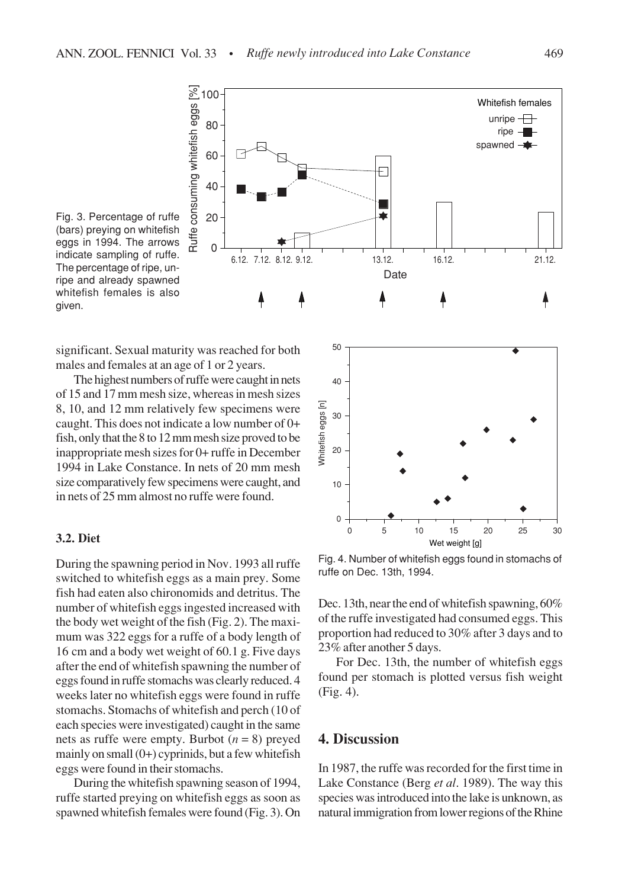Fig. 3. Percentage of ruffe (bars) preying on whitefish eggs in 1994. The arrows indicate sampling of ruffe. The percentage of ripe, unripe and already spawned whitefish females is also given.

significant. Sexual maturity was reached for both males and females at an age of 1 or 2 years.

The highest numbers of ruffe were caught in nets of 15 and 17 mm mesh size, whereas in mesh sizes 8, 10, and 12 mm relatively few specimens were caught. This does not indicate a low number of 0+ fish, only that the 8 to 12 mm mesh size proved to be inappropriate mesh sizes for 0+ ruffe in December 1994 in Lake Constance. In nets of 20 mm mesh size comparatively few specimens were caught, and in nets of 25 mm almost no ruffe were found.

### 3.2. Diet

During the spawning period in Nov. 1993 all ruffe switched to whitefish eggs as a main prey. Some fish had eaten also chironomids and detritus. The number of whitefish eggs ingested increased with the body wet weight of the fish (Fig. 2). The maximum was 322 eggs for a ruffe of a body length of 16 cm and a body wet weight of 60.1 g. Five days after the end of whitefish spawning the number of eggs found in ruffe stomachs was clearly reduced. 4 weeks later no whitefish eggs were found in ruffe stomachs. Stomachs of whitefish and perch (10 of each species were investigated) caught in the same nets as ruffe were empty. Burbot ($n = 8$) preyed mainly on small (0+) cyprinids, but a few whitefish eggs were found in their stomachs.

During the whitefish spawning season of 1994, ruffe started preying on whitefish eggs as soon as spawned whitefish females were found (Fig. 3). On Dec. 13th, near the end of whitefish spawning, 60% of the ruffe investigated had consumed eggs. This proportion had reduced to 30% after 3 days and to 23% after another 5 days.

For Dec. 13th, the number of whitefish eggs found per stomach is plotted versus fish weight (Fig. 4).

Fig. 4. Number of whitefish eggs found in stomachs of ruffe on Dec. 13th, 1994.

## 4. Discussion

In 1987, the ruffe was recorded for the first time in Lake Constance (Berg *et al*. 1989). The way this species was introduced into the lake is unknown, as natural immigration from lower regions of the Rhine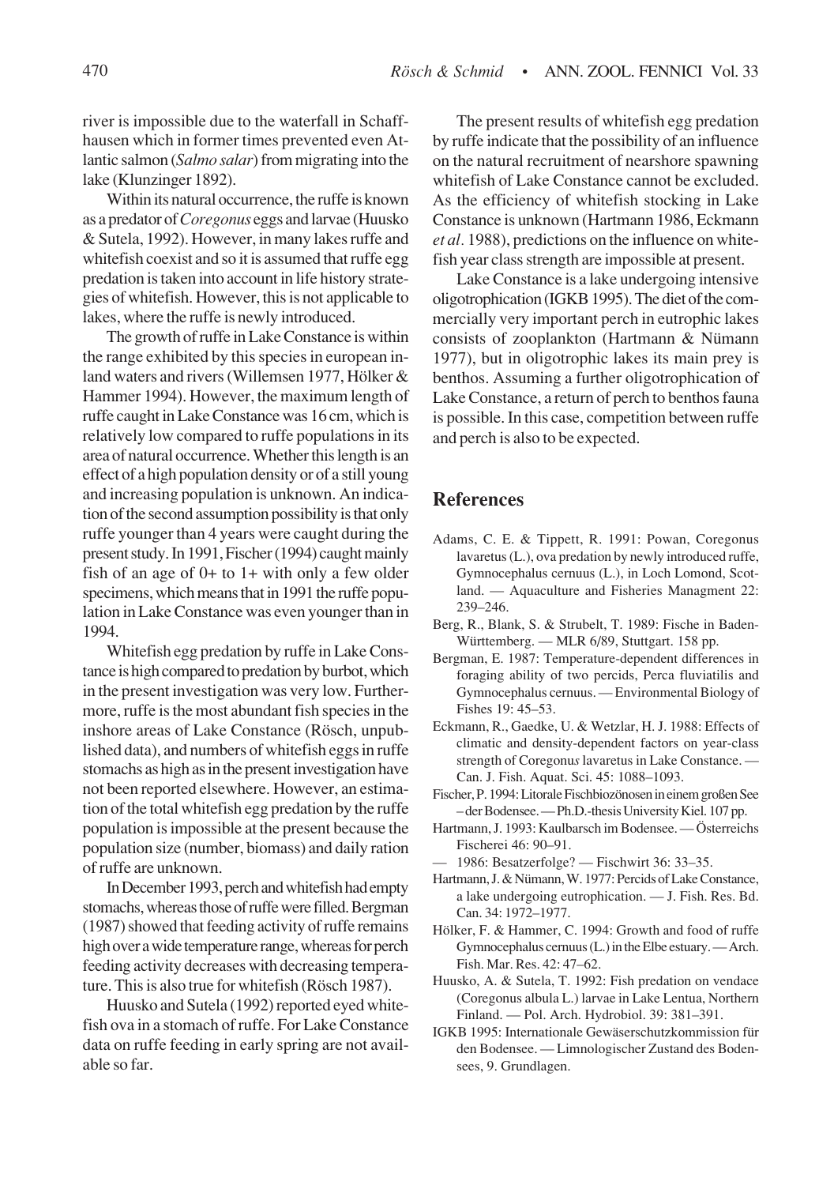river is impossible due to the waterfall in Schaffhausen which in former times prevented even Atlantic salmon (*Salmo salar*) from migrating into the lake (Klunzinger 1892).

Within its natural occurrence, the ruffe is known as a predator of *Coregonus* eggs and larvae (Huusko & Sutela, 1992). However, in many lakes ruffe and whitefish coexist and so it is assumed that ruffe egg predation is taken into account in life history strategies of whitefish. However, this is not applicable to lakes, where the ruffe is newly introduced.

The growth of ruffe in Lake Constance is within the range exhibited by this species in european inland waters and rivers (Willemsen 1977, Hölker & Hammer 1994). However, the maximum length of ruffe caught in Lake Constance was 16 cm, which is relatively low compared to ruffe populations in its area of natural occurrence. Whether this length is an effect of a high population density or of a still young and increasing population is unknown. An indication of the second assumption possibility is that only ruffe younger than 4 years were caught during the present study. In 1991, Fischer (1994) caught mainly fish of an age of 0+ to 1+ with only a few older specimens, which means that in 1991 the ruffe population in Lake Constance was even younger than in 1994.

Whitefish egg predation by ruffe in Lake Constance is high compared to predation by burbot, which in the present investigation was very low. Furthermore, ruffe is the most abundant fish species in the inshore areas of Lake Constance (Rösch, unpublished data), and numbers of whitefish eggs in ruffe stomachs as high as in the present investigation have not been reported elsewhere. However, an estimation of the total whitefish egg predation by the ruffe population is impossible at the present because the population size (number, biomass) and daily ration of ruffe are unknown.

In December 1993, perch and whitefish had empty stomachs, whereas those of ruffe were filled. Bergman (1987) showed that feeding activity of ruffe remains high over a wide temperature range, whereas for perch feeding activity decreases with decreasing temperature. This is also true for whitefish (Rösch 1987).

Huusko and Sutela (1992) reported eyed whitefish ova in a stomach of ruffe. For Lake Constance data on ruffe feeding in early spring are not available so far.

The present results of whitefish egg predation by ruffe indicate that the possibility of an influence on the natural recruitment of nearshore spawning whitefish of Lake Constance cannot be excluded. As the efficiency of whitefish stocking in Lake Constance is unknown (Hartmann 1986, Eckmann *et al.* 1988), predictions on the influence on whitefish year class strength are impossible at present.

Lake Constance is a lake undergoing intensive oligotrophication (IGKB 1995). The diet of the commercially very important perch in eutrophic lakes consists of zooplankton (Hartmann & Nümann 1977), but in oligotrophic lakes its main prey is benthos. Assuming a further oligotrophication of Lake Constance, a return of perch to benthos fauna is possible. In this case, competition between ruffe and perch is also to be expected.

## References

Adams, C. E. & Tippett, R. 1991: Powan, Coregonus lavaretus (L.), ova predation by newly introduced ruffe, Gymnocephalus cernuus (L.), in Loch Lomond, Scotland. — Aquaculture and Fisheries Managment 22: 239–246.

Berg, R., Blank, S. & Strubelt, T. 1989: Fische in Baden-Württemberg. — MLR 6/89, Stuttgart. 158 pp.

Bergman, E. 1987: Temperature-dependent differences in foraging ability of two percids, Perca fluviatilis and Gymnocephalus cernuus. — Environmental Biology of Fishes 19: 45–53.

Eckmann, R., Gaedke, U. & Wetzlar, H. J. 1988: Effects of climatic and density-dependent factors on year-class strength of Coregonus lavaretus in Lake Constance. — Can. J. Fish. Aquat. Sci. 45: 1088–1093.

Fischer, P. 1994: Litorale Fischbiozönosen in einem großen See – der Bodensee. — Ph.D.-thesis University Kiel. 107 pp.

Hartmann, J. 1993: Kaulbarsch im Bodensee. — Österreichs Fischerei 46: 90–91.

— 1986: Besatzerfolge? — Fischwirt 36: 33–35.

Hartmann, J. & Nümann, W. 1977: Percids of Lake Constance, a lake undergoing eutrophication. — J. Fish. Res. Bd. Can. 34: 1972–1977.

Hölker, F. & Hammer, C. 1994: Growth and food of ruffe Gymnocephalus cernuus (L.) in the Elbe estuary. — Arch. Fish. Mar. Res. 42: 47–62.

Huusko, A. & Sutela, T. 1992: Fish predation on vendace (Coregonus albula L.) larvae in Lake Lentua, Northern Finland. — Pol. Arch. Hydrobiol. 39: 381–391.

IGKB 1995: Internationale Gewäserschutzkommission für den Bodensee. — Limnologischer Zustand des Bodensees, 9. Grundlagen.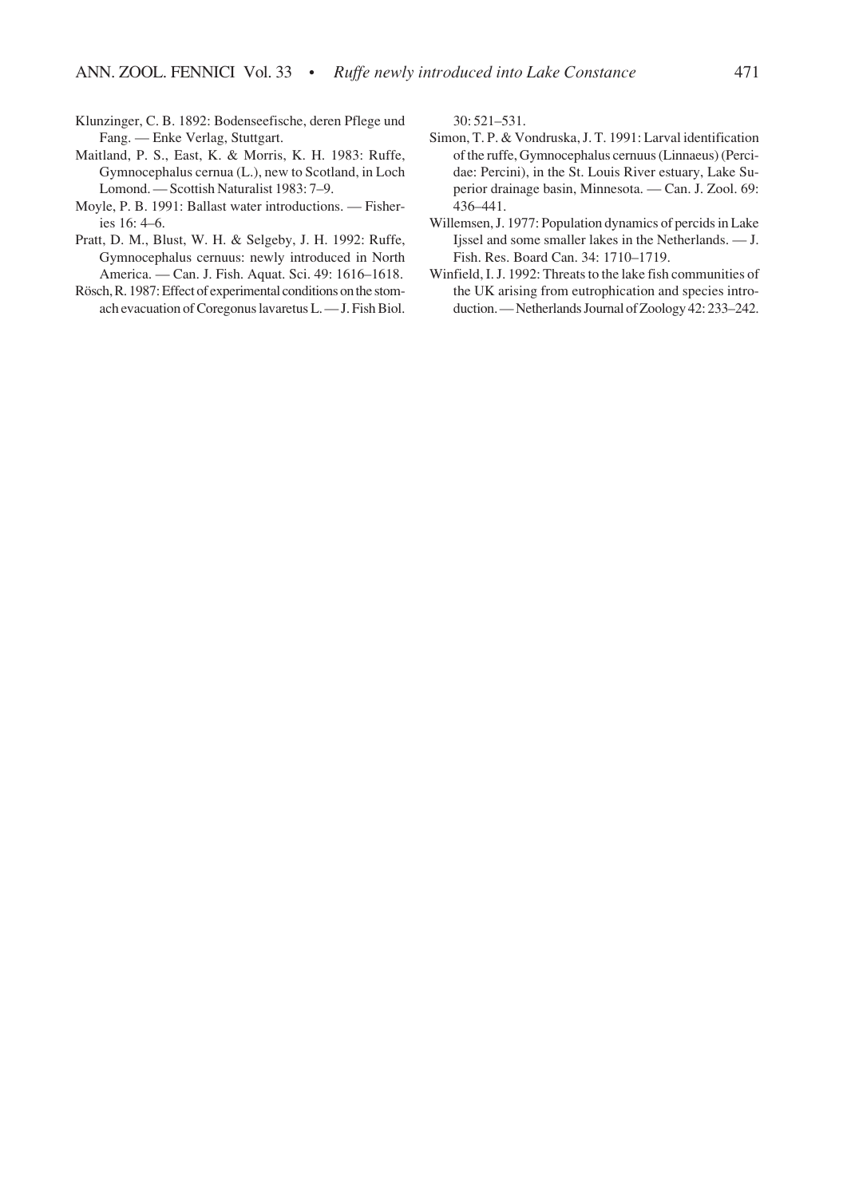Klunzinger, C. B. 1892: Bodenseefische, deren Pflege und Fang. — Enke Verlag, Stuttgart.

Maitland, P. S., East, K. & Morris, K. H. 1983: Ruffe, Gymnocephalus cernua (L.), new to Scotland, in Loch Lomond. — Scottish Naturalist 1983: 7–9.

Moyle, P. B. 1991: Ballast water introductions. — Fisheries 16: 4–6.

Pratt, D. M., Blust, W. H. & Selgeby, J. H. 1992: Ruffe, Gymnocephalus cernuus: newly introduced in North America. — Can. J. Fish. Aquat. Sci. 49: 1616–1618.

Rösch, R. 1987: Effect of experimental conditions on the stomach evacuation of Coregonus lavaretus L. — J. Fish Biol. 30: 521–531.

Simon, T. P. & Vondruska, J. T. 1991: Larval identification of the ruffe, Gymnocephalus cernuus (Linnaeus) (Percidae: Percini), in the St. Louis River estuary, Lake Superior drainage basin, Minnesota. — Can. J. Zool. 69: 436–441.

Willemsen, J. 1977: Population dynamics of percids in Lake Ijssel and some smaller lakes in the Netherlands. — J. Fish. Res. Board Can. 34: 1710–1719.

Winfield, I. J. 1992: Threats to the lake fish communities of the UK arising from eutrophication and species introduction. — Netherlands Journal of Zoology 42: 233–242.